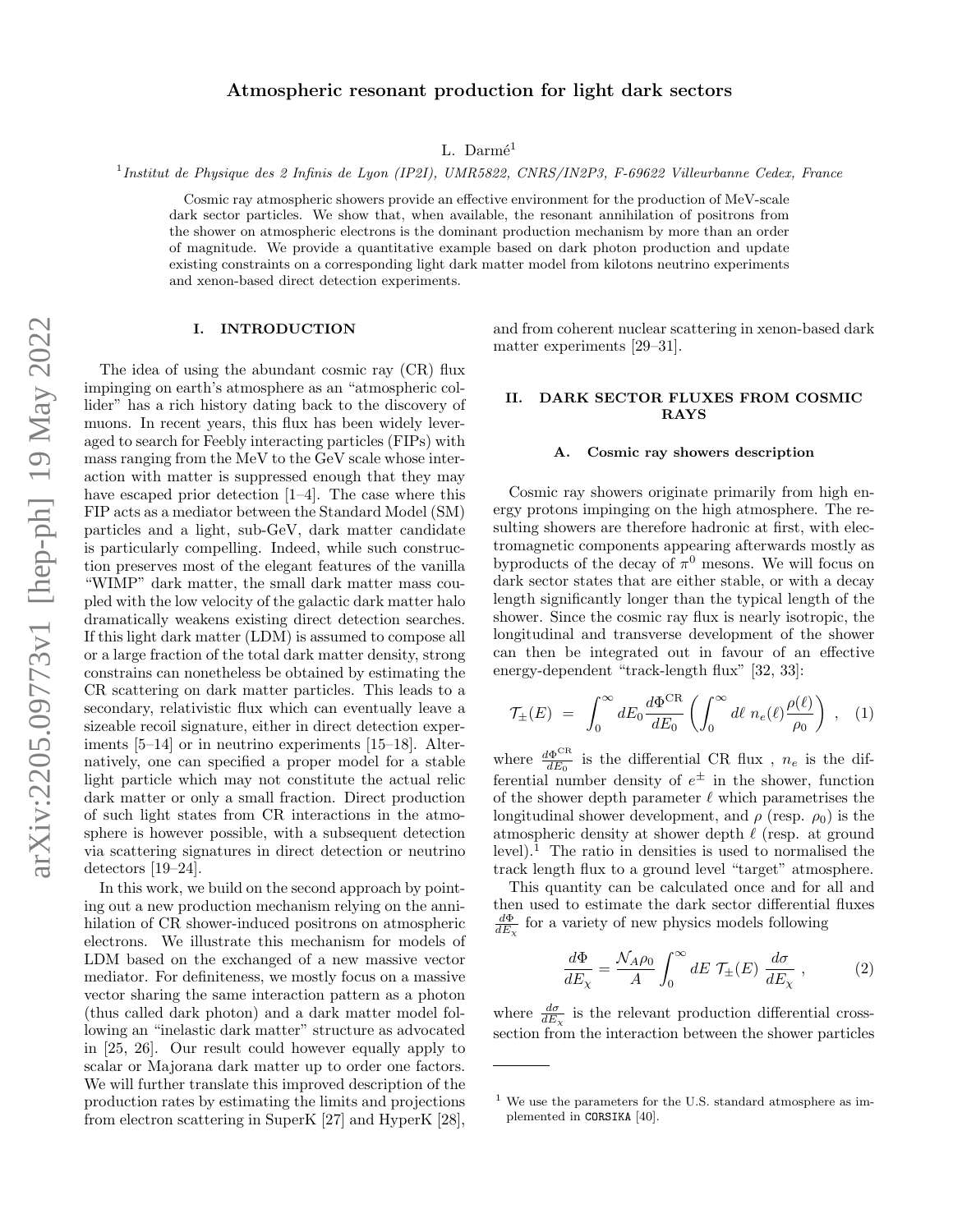# Atmospheric resonant production for light dark sectors

L. Darmé[1]

[1] *Institut de Physique des 2 Infinis de Lyon (IP2I), UMR5822, CNRS/IN2P3, F-69622 Villeurbanne Cedex, France*

Cosmic ray atmospheric showers provide an effective environment for the production of MeV-scale dark sector particles. We show that, when available, the resonant annihilation of positrons from the shower on atmospheric electrons is the dominant production mechanism by more than an order of magnitude. We provide a quantitative example based on dark photon production and update existing constraints on a corresponding light dark matter model from kilotons neutrino experiments and xenon-based direct detection experiments.

## I. INTRODUCTION

The idea of using the abundant cosmic ray (CR) flux impinging on earth's atmosphere as an "atmospheric collider" has a rich history dating back to the discovery of muons. In recent years, this flux has been widely leveraged to search for Feebly interacting particles (FIPs) with mass ranging from the MeV to the GeV scale whose interaction with matter is suppressed enough that they may have escaped prior detection [1–4]. The case where this FIP acts as a mediator between the Standard Model (SM) particles and a light, sub-GeV, dark matter candidate is particularly compelling. Indeed, while such construction preserves most of the elegant features of the vanilla "WIMP" dark matter, the small dark matter mass coupled with the low velocity of the galactic dark matter halo dramatically weakens existing direct detection searches. If this light dark matter (LDM) is assumed to compose all or a large fraction of the total dark matter density, strong constrains can nonetheless be obtained by estimating the CR scattering on dark matter particles. This leads to a secondary, relativistic flux which can eventually leave a sizeable recoil signature, either in direct detection experiments [5–14] or in neutrino experiments [15–18]. Alternatively, one can specified a proper model for a stable light particle which may not constitute the actual relic dark matter or only a small fraction. Direct production of such light states from CR interactions in the atmosphere is however possible, with a subsequent detection via scattering signatures in direct detection or neutrino detectors [19–24].

In this work, we build on the second approach by pointing out a new production mechanism relying on the annihilation of CR shower-induced positrons on atmospheric electrons. We illustrate this mechanism for models of LDM based on the exchanged of a new massive vector mediator. For definiteness, we mostly focus on a massive vector sharing the same interaction pattern as a photon (thus called dark photon) and a dark matter model following an "inelastic dark matter" structure as advocated in [25, 26]. Our result could however equally apply to scalar or Majorana dark matter up to order one factors. We will further translate this improved description of the production rates by estimating the limits and projections from electron scattering in SuperK [27] and HyperK [28], and from coherent nuclear scattering in xenon-based dark matter experiments [29–31].

## II. DARK SECTOR FLUXES FROM COSMIC RAYS

### A. Cosmic ray showers description

Cosmic ray showers originate primarily from high energy protons impinging on the high atmosphere. The resulting showers are therefore hadronic at first, with electromagnetic components appearing afterwards mostly as byproducts of the decay of $\pi^0$ mesons. We will focus on dark sector states that are either stable, or with a decay length significantly longer than the typical length of the shower. Since the cosmic ray flux is nearly isotropic, the longitudinal and transverse development of the shower can then be integrated out in favour of an effective energy-dependent "track-length flux" [32, 33]:

$$\mathcal{T}_{\pm}(E) \;=\; \int_0^{\infty} dE_0 \frac{d\Phi^{\rm CR}}{dE_0} \left( \int_0^{\infty} d\ell \; n_e(\ell) \frac{\rho(\ell)}{\rho_0} \right) \;, \quad (1)$$

where $\frac{d\Phi^{\rm CR}}{dE_0}$ is the differential CR flux , $n_e$ is the differential number density of $e^{\pm}$ in the shower, function of the shower depth parameter $\ell$ which parametrises the longitudinal shower development, and $\rho$ (resp. $\rho_0$) is the atmospheric density at shower depth $\ell$ (resp. at ground level).[1] The ratio in densities is used to normalised the track length flux to a ground level "target" atmosphere.

This quantity can be calculated once and for all and then used to estimate the dark sector differential fluxes $\frac{d\Phi}{dE_\chi}$ for a variety of new physics models following

$$\frac{d\Phi}{dE_\chi} = \frac{\mathcal{N}_A \rho_0}{A} \int_0^{\infty} dE \; \mathcal{T}_{\pm}(E) \; \frac{d\sigma}{dE_\chi} \;, \quad (2)$$

where $\frac{d\sigma}{dE_\chi}$ is the relevant production differential cross-section from the interaction between the shower particles

[1] We use the parameters for the U.S. standard atmosphere as implemented in CORSIKA [40].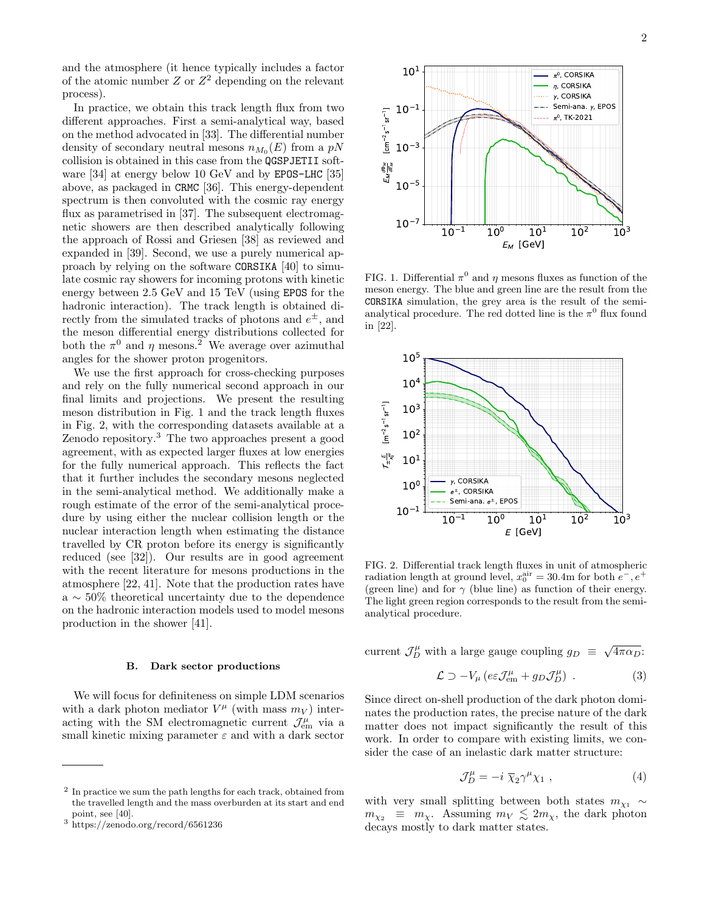and the atmosphere (it hence typically includes a factor of the atomic number $Z$ or $Z^2$ depending on the relevant process).

In practice, we obtain this track length flux from two different approaches. First a semi-analytical way, based on the method advocated in [33]. The differential number density of secondary neutral mesons $n_{M_0}(E)$ from a $pN$ collision is obtained in this case from the QGSPJETII software [34] at energy below 10 GeV and by EPOS-LHC [35] above, as packaged in CRMC [36]. This energy-dependent spectrum is then convoluted with the cosmic ray energy flux as parametrised in [37]. The subsequent electromagnetic showers are then described analytically following the approach of Rossi and Griesen [38] as reviewed and expanded in [39]. Second, we use a purely numerical approach by relying on the software CORSIKA [40] to simulate cosmic ray showers for incoming protons with kinetic energy between 2.5 GeV and 15 TeV (using EPOS for the hadronic interaction). The track length is obtained directly from the simulated tracks of photons and $e^{\pm}$, and the meson differential energy distributions collected for both the $\pi^0$ and $\eta$ mesons.[2] We average over azimuthal angles for the shower proton progenitors.

We use the first approach for cross-checking purposes and rely on the fully numerical second approach in our final limits and projections. We present the resulting meson distribution in Fig. 1 and the track length fluxes in Fig. 2, with the corresponding datasets available at a Zenodo repository.[3] The two approaches present a good agreement, with as expected larger fluxes at low energies for the fully numerical approach. This reflects the fact that it further includes the secondary mesons neglected in the semi-analytical method. We additionally make a rough estimate of the error of the semi-analytical procedure by using either the nuclear collision length or the nuclear interaction length when estimating the distance travelled by CR proton before its energy is significantly reduced (see [32]). Our results are in good agreement with the recent literature for mesons productions in the atmosphere [22, 41]. Note that the production rates have a $\sim 50\%$ theoretical uncertainty due to the dependence on the hadronic interaction models used to model mesons production in the shower [41].

FIG. 1. Differential $\pi^0$ and $\eta$ mesons fluxes as function of the meson energy. The blue and green line are the result from the CORSIKA simulation, the grey area is the result of the semi-analytical procedure. The red dotted line is the $\pi^0$ flux found in [22].

FIG. 2. Differential track length fluxes in unit of atmospheric radiation length at ground level, $x_0^{\rm air} = 30.4$m for both $e^-, e^+$ (green line) and for $\gamma$ (blue line) as function of their energy. The light green region corresponds to the result from the semi-analytical procedure.

### B. Dark sector productions

We will focus for definiteness on simple LDM scenarios with a dark photon mediator $V^\mu$ (with mass $m_V$) interacting with the SM electromagnetic current $\mathcal{J}^\mu_{\rm em}$ via a small kinetic mixing parameter $\varepsilon$ and with a dark sector current $\mathcal{J}^\mu_D$ with a large gauge coupling $g_D \equiv \sqrt{4\pi\alpha_D}$:

$$\mathcal{L} \supset -V_\mu \left( e\varepsilon \mathcal{J}^\mu_{\rm em} + g_D \mathcal{J}^\mu_D \right) \ . \tag{3}$$

Since direct on-shell production of the dark photon dominates the production rates, the precise nature of the dark matter does not impact significantly the result of this work. In order to compare with existing limits, we consider the case of an inelastic dark matter structure:

$$\mathcal{J}^\mu_D = -i \ \overline{\chi}_2 \gamma^\mu \chi_1 \ , \tag{4}$$

with very small splitting between both states $m_{\chi_1} \sim m_{\chi_2} \equiv m_\chi$. Assuming $m_V \lesssim 2m_\chi$, the dark photon decays mostly to dark matter states.

[2] In practice we sum the path lengths for each track, obtained from the travelled length and the mass overburden at its start and end point, see [40].

[3] https://zenodo.org/record/6561236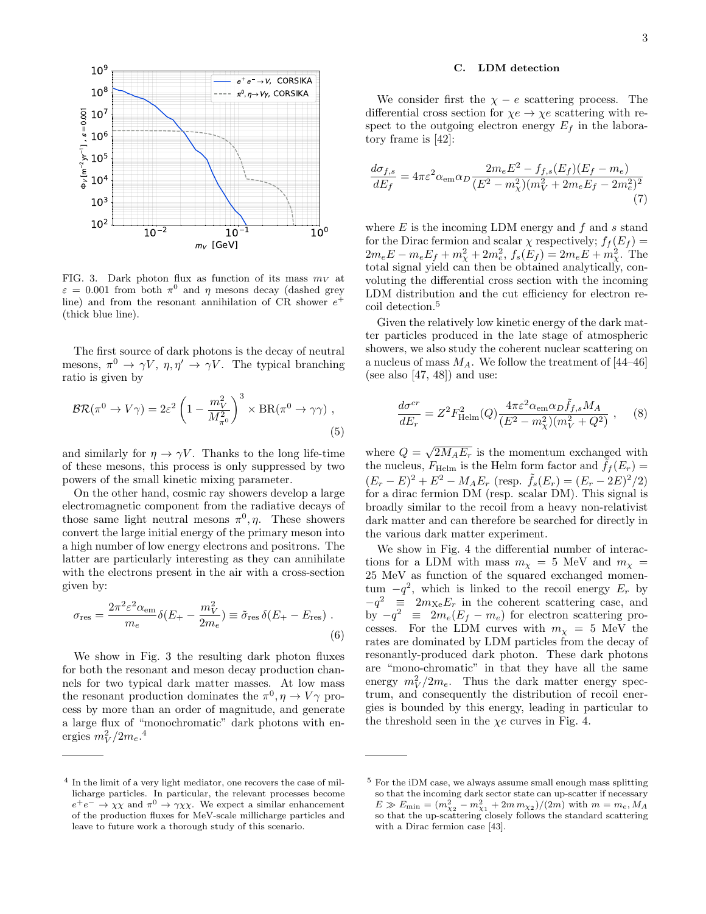FIG. 3. Dark photon flux as function of its mass $m_V$ at $\varepsilon = 0.001$ from both $\pi^0$ and $\eta$ mesons decay (dashed grey line) and from the resonant annihilation of CR shower $e^+$ (thick blue line).

The first source of dark photons is the decay of neutral mesons, $\pi^0 \to \gamma V$, $\eta, \eta' \to \gamma V$. The typical branching ratio is given by

$$\mathcal{BR}(\pi^0 \to V\gamma) = 2\varepsilon^2 \left(1 - \frac{m_V^2}{M_{\pi^0}^2}\right)^3 \times \mathrm{BR}(\pi^0 \to \gamma\gamma) \ , \tag{5}$$

and similarly for $\eta \to \gamma V$. Thanks to the long life-time of these mesons, this process is only suppressed by two powers of the small kinetic mixing parameter.

On the other hand, cosmic ray showers develop a large electromagnetic component from the radiative decays of those same light neutral mesons $\pi^0, \eta$. These showers convert the large initial energy of the primary meson into a high number of low energy electrons and positrons. The latter are particularly interesting as they can annihilate with the electrons present in the air with a cross-section given by:

$$\sigma_{\mathrm{res}} = \frac{2\pi^2\varepsilon^2\alpha_{\mathrm{em}}}{m_e}\delta(E_+ - \frac{m_V^2}{2m_e}) \equiv \tilde{\sigma}_{\mathrm{res}}\, \delta(E_+ - E_{\mathrm{res}}) \ . \tag{6}$$

We show in Fig. 3 the resulting dark photon fluxes for both the resonant and meson decay production channels for two typical dark matter masses. At low mass the resonant production dominates the $\pi^0, \eta \to V\gamma$ process by more than an order of magnitude, and generate a large flux of "monochromatic" dark photons with energies $m_V^2/2m_e$.[4]

### C. LDM detection

We consider first the $\chi - e$ scattering process. The differential cross section for $\chi e \to \chi e$ scattering with respect to the outgoing electron energy $E_f$ in the laboratory frame is [42]:

$$\frac{d\sigma_{f,s}}{dE_f} = 4\pi\varepsilon^2\alpha_{\mathrm{em}}\alpha_D \frac{2m_e E^2 - f_{f,s}(E_f)(E_f - m_e)}{(E^2 - m_\chi^2)(m_V^2 + 2m_e E_f - 2m_e^2)^2} \tag{7}$$

where $E$ is the incoming LDM energy and $f$ and $s$ stand for the Dirac fermion and scalar $\chi$ respectively; $f_f(E_f) = 2m_e E - m_e E_f + m_\chi^2 + 2m_e^2$, $f_s(E_f) = 2m_e E + m_\chi^2$. The total signal yield can then be obtained analytically, convoluting the differential cross section with the incoming LDM distribution and the cut efficiency for electron recoil detection.[5]

Given the relatively low kinetic energy of the dark matter particles produced in the late stage of atmospheric showers, we also study the coherent nuclear scattering on a nucleus of mass $M_A$. We follow the treatment of [44–46] (see also [47, 48]) and use:

$$\frac{d\sigma^{cr}}{dE_r} = Z^2 F_{\mathrm{Helm}}^2(Q) \frac{4\pi\varepsilon^2\alpha_{\mathrm{em}}\alpha_D \tilde{f}_{f,s} M_A}{(E^2 - m_\chi^2)(m_V^2 + Q^2)} \ , \tag{8}$$

where $Q = \sqrt{2M_A E_r}$ is the momentum exchanged with the nucleus, $F_{\mathrm{Helm}}$ is the Helm form factor and $\tilde{f}_f(E_r) = (E_r - E)^2 + E^2 - M_A E_r$ (resp. $\tilde{f}_s(E_r) = (E_r - 2E)^2/2$) for a dirac fermion DM (resp. scalar DM). This signal is broadly similar to the recoil from a heavy non-relativist dark matter and can therefore be searched for directly in the various dark matter experiment.

We show in Fig. 4 the differential number of interactions for a LDM with mass $m_\chi = 5$ MeV and $m_\chi = 25$ MeV as function of the squared exchanged momentum $-q^2$, which is linked to the recoil energy $E_r$ by $-q^2 \equiv 2m_{\mathrm{Xe}} E_r$ in the coherent scattering case, and by $-q^2 \equiv 2m_e(E_f - m_e)$ for electron scattering processes. For the LDM curves with $m_\chi = 5$ MeV the rates are dominated by LDM particles from the decay of resonantly-produced dark photon. These dark photons are "mono-chromatic" in that they have all the same energy $m_V^2/2m_e$. Thus the dark matter energy spectrum, and consequently the distribution of recoil energies is bounded by this energy, leading in particular to the threshold seen in the $\chi e$ curves in Fig. 4.

---

[4] In the limit of a very light mediator, one recovers the case of millicharge particles. In particular, the relevant processes become $e^+e^- \to \chi\chi$ and $\pi^0 \to \gamma\chi\chi$. We expect a similar enhancement of the production fluxes for MeV-scale millicharge particles and leave to future work a thorough study of this scenario.

[5] For the iDM case, we always assume small enough mass splitting so that the incoming dark sector state can up-scatter if necessary $E \gg E_{\mathrm{min}} = (m_{\chi_2}^2 - m_{\chi_1}^2 + 2m\, m_{\chi_2})/(2m)$ with $m = m_e, M_A$ so that the up-scattering closely follows the standard scattering with a Dirac fermion case [43].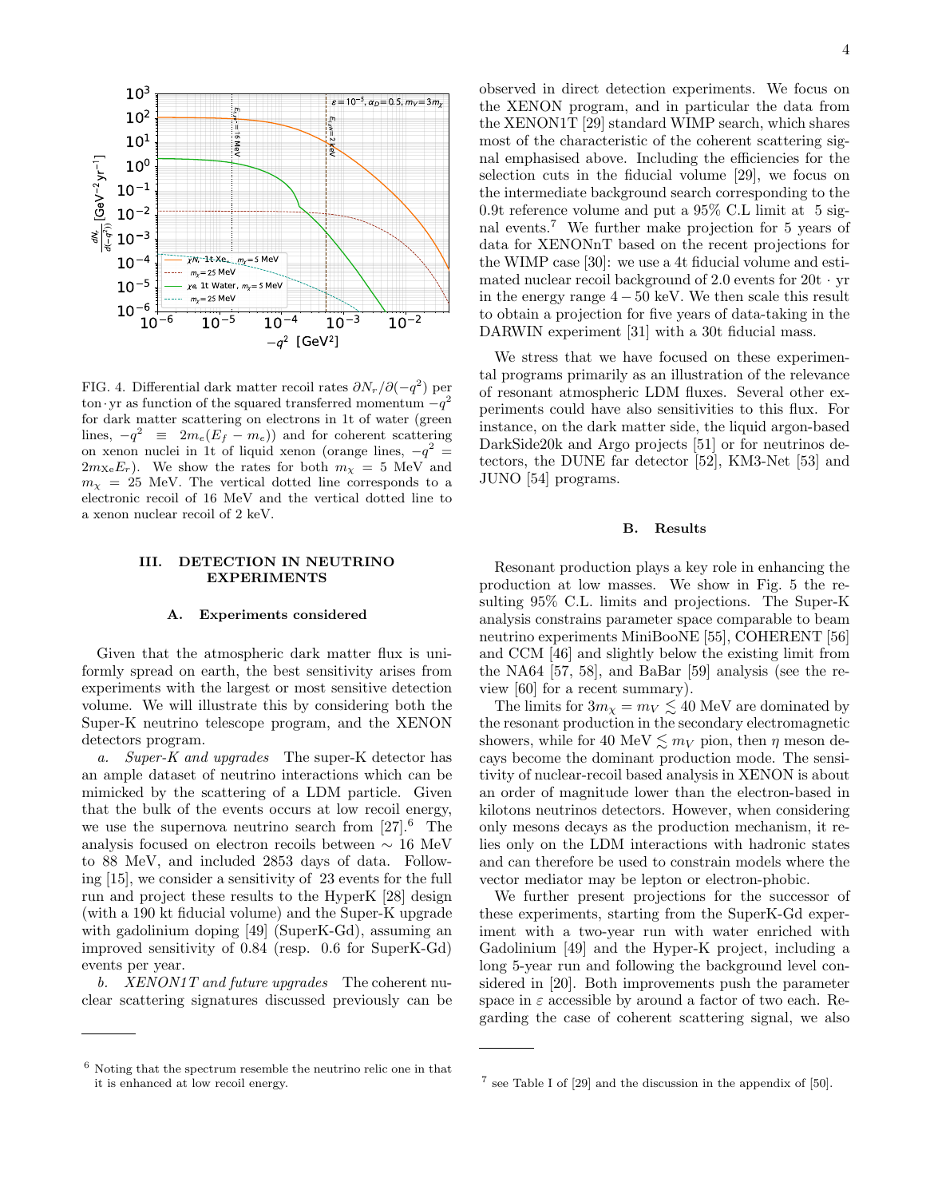FIG. 4. Differential dark matter recoil rates $\partial N_r/\partial(-q^2)$ per ton·yr as function of the squared transferred momentum $-q^2$ for dark matter scattering on electrons in 1t of water (green lines, $-q^2 \equiv 2m_e(E_f - m_e)$) and for coherent scattering on xenon nuclei in 1t of liquid xenon (orange lines, $-q^2 = 2m_{\rm Xe}E_r$). We show the rates for both $m_\chi = 5$ MeV and $m_\chi = 25$ MeV. The vertical dotted line corresponds to a electronic recoil of 16 MeV and the vertical dotted line to a xenon nuclear recoil of 2 keV.

## III. DETECTION IN NEUTRINO EXPERIMENTS

### A. Experiments considered

Given that the atmospheric dark matter flux is uniformly spread on earth, the best sensitivity arises from experiments with the largest or most sensitive detection volume. We will illustrate this by considering both the Super-K neutrino telescope program, and the XENON detectors program.

*a. Super-K and upgrades* The super-K detector has an ample dataset of neutrino interactions which can be mimicked by the scattering of a LDM particle. Given that the bulk of the events occurs at low recoil energy, we use the supernova neutrino search from [27].[6] The analysis focused on electron recoils between $\sim 16$ MeV to 88 MeV, and included 2853 days of data. Following [15], we consider a sensitivity of 23 events for the full run and project these results to the HyperK [28] design (with a 190 kt fiducial volume) and the Super-K upgrade with gadolinium doping [49] (SuperK-Gd), assuming an improved sensitivity of 0.84 (resp. 0.6 for SuperK-Gd) events per year.

*b. XENON1T and future upgrades* The coherent nuclear scattering signatures discussed previously can be observed in direct detection experiments. We focus on the XENON program, and in particular the data from the XENON1T [29] standard WIMP search, which shares most of the characteristic of the coherent scattering signal emphasised above. Including the efficiencies for the selection cuts in the fiducial volume [29], we focus on the intermediate background search corresponding to the 0.9t reference volume and put a 95% C.L limit at 5 signal events.[7] We further make projection for 5 years of data for XENONnT based on the recent projections for the WIMP case [30]: we use a 4t fiducial volume and estimated nuclear recoil background of 2.0 events for 20t · yr in the energy range $4-50$ keV. We then scale this result to obtain a projection for five years of data-taking in the DARWIN experiment [31] with a 30t fiducial mass.

We stress that we have focused on these experimental programs primarily as an illustration of the relevance of resonant atmospheric LDM fluxes. Several other experiments could have also sensitivities to this flux. For instance, on the dark matter side, the liquid argon-based DarkSide20k and Argo projects [51] or for neutrinos detectors, the DUNE far detector [52], KM3-Net [53] and JUNO [54] programs.

### B. Results

Resonant production plays a key role in enhancing the production at low masses. We show in Fig. 5 the resulting 95% C.L. limits and projections. The Super-K analysis constrains parameter space comparable to beam neutrino experiments MiniBooNE [55], COHERENT [56] and CCM [46] and slightly below the existing limit from the NA64 [57, 58], and BaBar [59] analysis (see the review [60] for a recent summary).

The limits for $3m_\chi = m_V \lesssim 40$ MeV are dominated by the resonant production in the secondary electromagnetic showers, while for 40 MeV $\lesssim m_V$ pion, then $\eta$ meson decays become the dominant production mode. The sensitivity of nuclear-recoil based analysis in XENON is about an order of magnitude lower than the electron-based in kilotons neutrinos detectors. However, when considering only mesons decays as the production mechanism, it relies only on the LDM interactions with hadronic states and can therefore be used to constrain models where the vector mediator may be lepton or electron-phobic.

We further present projections for the successor of these experiments, starting from the SuperK-Gd experiment with a two-year run with water enriched with Gadolinium [49] and the Hyper-K project, including a long 5-year run and following the background level considered in [20]. Both improvements push the parameter space in $\varepsilon$ accessible by around a factor of two each. Regarding the case of coherent scattering signal, we also

[6] Noting that the spectrum resemble the neutrino relic one in that it is enhanced at low recoil energy.

[7] see Table I of [29] and the discussion in the appendix of [50].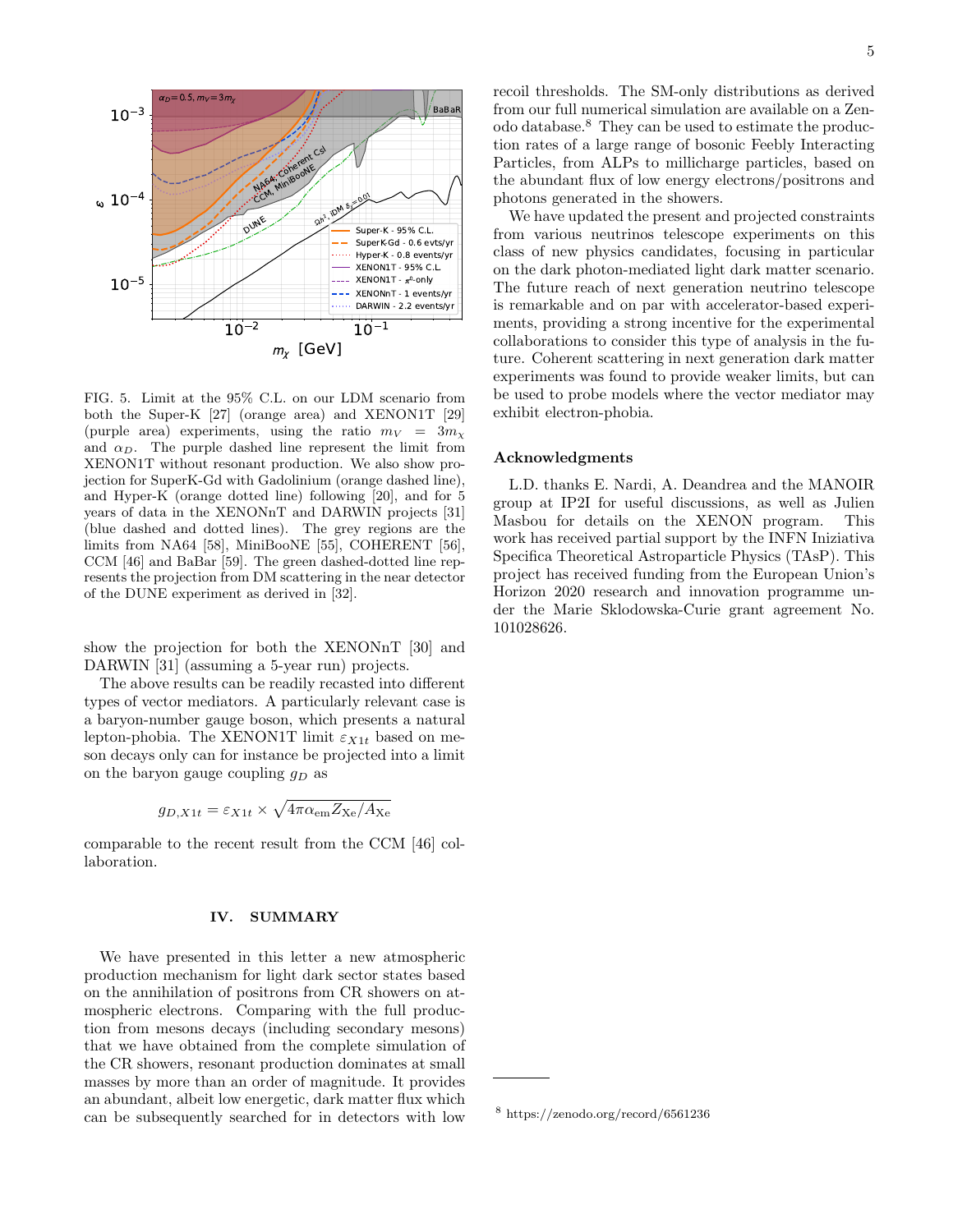FIG. 5. Limit at the 95% C.L. on our LDM scenario from both the Super-K [27] (orange area) and XENON1T [29] (purple area) experiments, using the ratio $m_V = 3m_\chi$ and $\alpha_D$. The purple dashed line represent the limit from XENON1T without resonant production. We also show projection for SuperK-Gd with Gadolinium (orange dashed line), and Hyper-K (orange dotted line) following [20], and for 5 years of data in the XENONnT and DARWIN projects [31] (blue dashed and dotted lines). The grey regions are the limits from NA64 [58], MiniBooNE [55], COHERENT [56], CCM [46] and BaBar [59]. The green dashed-dotted line represents the projection from DM scattering in the near detector of the DUNE experiment as derived in [32].

show the projection for both the XENONnT [30] and DARWIN [31] (assuming a 5-year run) projects.

The above results can be readily recasted into different types of vector mediators. A particularly relevant case is a baryon-number gauge boson, which presents a natural lepton-phobia. The XENON1T limit $\varepsilon_{X1t}$ based on meson decays only can for instance be projected into a limit on the baryon gauge coupling $g_D$ as

$$g_{D,X1t} = \varepsilon_{X1t} \times \sqrt{4\pi\alpha_{\rm em} Z_{\rm Xe}/A_{\rm Xe}}$$

comparable to the recent result from the CCM [46] collaboration.

## IV. SUMMARY

We have presented in this letter a new atmospheric production mechanism for light dark sector states based on the annihilation of positrons from CR showers on atmospheric electrons. Comparing with the full production from mesons decays (including secondary mesons) that we have obtained from the complete simulation of the CR showers, resonant production dominates at small masses by more than an order of magnitude. It provides an abundant, albeit low energetic, dark matter flux which can be subsequently searched for in detectors with low recoil thresholds. The SM-only distributions as derived from our full numerical simulation are available on a Zenodo database.[8] They can be used to estimate the production rates of a large range of bosonic Feebly Interacting Particles, from ALPs to millicharge particles, based on the abundant flux of low energy electrons/positrons and photons generated in the showers.

We have updated the present and projected constraints from various neutrinos telescope experiments on this class of new physics candidates, focusing in particular on the dark photon-mediated light dark matter scenario. The future reach of next generation neutrino telescope is remarkable and on par with accelerator-based experiments, providing a strong incentive for the experimental collaborations to consider this type of analysis in the future. Coherent scattering in next generation dark matter experiments was found to provide weaker limits, but can be used to probe models where the vector mediator may exhibit electron-phobia.

### Acknowledgments

L.D. thanks E. Nardi, A. Deandrea and the MANOIR group at IP2I for useful discussions, as well as Julien Masbou for details on the XENON program. This work has received partial support by the INFN Iniziativa Specifica Theoretical Astroparticle Physics (TAsP). This project has received funding from the European Union's Horizon 2020 research and innovation programme under the Marie Sklodowska-Curie grant agreement No. 101028626.

[8] https://zenodo.org/record/6561236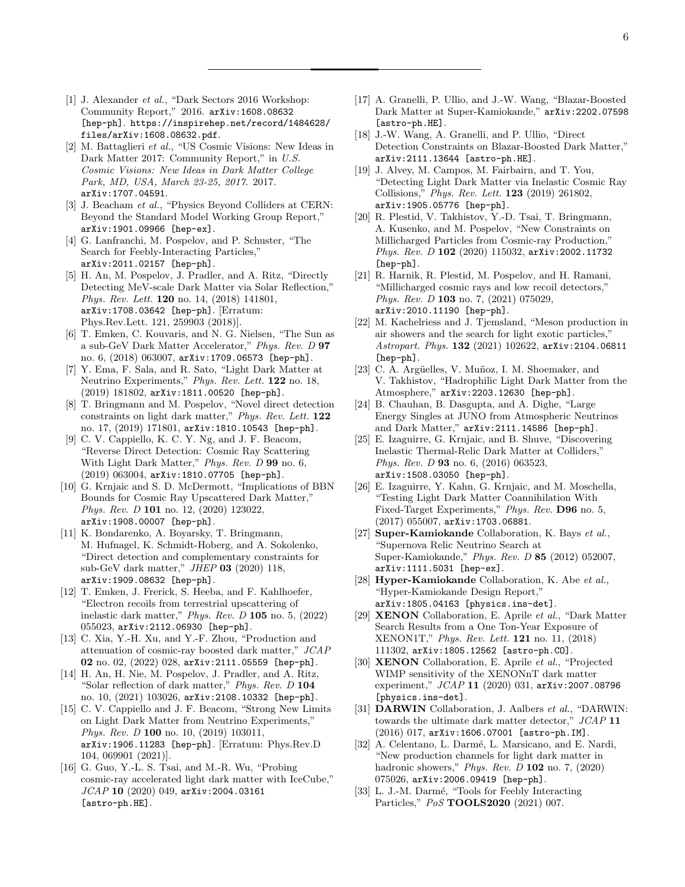[1] J. Alexander *et al.*, "Dark Sectors 2016 Workshop: Community Report," 2016. arXiv:1608.08632 [hep-ph]. https://inspirehep.net/record/1484628/files/arXiv:1608.08632.pdf.

[2] M. Battaglieri *et al.*, "US Cosmic Visions: New Ideas in Dark Matter 2017: Community Report," in *U.S. Cosmic Visions: New Ideas in Dark Matter College Park, MD, USA, March 23-25, 2017*. 2017. arXiv:1707.04591.

[3] J. Beacham *et al.*, "Physics Beyond Colliders at CERN: Beyond the Standard Model Working Group Report," arXiv:1901.09966 [hep-ex].

[4] G. Lanfranchi, M. Pospelov, and P. Schuster, "The Search for Feebly-Interacting Particles," arXiv:2011.02157 [hep-ph].

[5] H. An, M. Pospelov, J. Pradler, and A. Ritz, "Directly Detecting MeV-scale Dark Matter via Solar Reflection," *Phys. Rev. Lett.* **120** no. 14, (2018) 141801, arXiv:1708.03642 [hep-ph]. [Erratum: Phys.Rev.Lett. 121, 259903 (2018)].

[6] T. Emken, C. Kouvaris, and N. G. Nielsen, "The Sun as a sub-GeV Dark Matter Accelerator," *Phys. Rev. D* **97** no. 6, (2018) 063007, arXiv:1709.06573 [hep-ph].

[7] Y. Ema, F. Sala, and R. Sato, "Light Dark Matter at Neutrino Experiments," *Phys. Rev. Lett.* **122** no. 18, (2019) 181802, arXiv:1811.00520 [hep-ph].

[8] T. Bringmann and M. Pospelov, "Novel direct detection constraints on light dark matter," *Phys. Rev. Lett.* **122** no. 17, (2019) 171801, arXiv:1810.10543 [hep-ph].

[9] C. V. Cappiello, K. C. Y. Ng, and J. F. Beacom, "Reverse Direct Detection: Cosmic Ray Scattering With Light Dark Matter," *Phys. Rev. D* **99** no. 6, (2019) 063004, arXiv:1810.07705 [hep-ph].

[10] G. Krnjaic and S. D. McDermott, "Implications of BBN Bounds for Cosmic Ray Upscattered Dark Matter," *Phys. Rev. D* **101** no. 12, (2020) 123022, arXiv:1908.00007 [hep-ph].

[11] K. Bondarenko, A. Boyarsky, T. Bringmann, M. Hufnagel, K. Schmidt-Hoberg, and A. Sokolenko, "Direct detection and complementary constraints for sub-GeV dark matter," *JHEP* **03** (2020) 118, arXiv:1909.08632 [hep-ph].

[12] T. Emken, J. Frerick, S. Heeba, and F. Kahlhoefer, "Electron recoils from terrestrial upscattering of inelastic dark matter," *Phys. Rev. D* **105** no. 5, (2022) 055023, arXiv:2112.06930 [hep-ph].

[13] C. Xia, Y.-H. Xu, and Y.-F. Zhou, "Production and attenuation of cosmic-ray boosted dark matter," *JCAP* **02** no. 02, (2022) 028, arXiv:2111.05559 [hep-ph].

[14] H. An, H. Nie, M. Pospelov, J. Pradler, and A. Ritz, "Solar reflection of dark matter," *Phys. Rev. D* **104** no. 10, (2021) 103026, arXiv:2108.10332 [hep-ph].

[15] C. V. Cappiello and J. F. Beacom, "Strong New Limits on Light Dark Matter from Neutrino Experiments," *Phys. Rev. D* **100** no. 10, (2019) 103011, arXiv:1906.11283 [hep-ph]. [Erratum: Phys.Rev.D 104, 069901 (2021)].

[16] G. Guo, Y.-L. S. Tsai, and M.-R. Wu, "Probing cosmic-ray accelerated light dark matter with IceCube," *JCAP* **10** (2020) 049, arXiv:2004.03161 [astro-ph.HE].

[17] A. Granelli, P. Ullio, and J.-W. Wang, "Blazar-Boosted Dark Matter at Super-Kamiokande," arXiv:2202.07598 [astro-ph.HE].

[18] J.-W. Wang, A. Granelli, and P. Ullio, "Direct Detection Constraints on Blazar-Boosted Dark Matter," arXiv:2111.13644 [astro-ph.HE].

[19] J. Alvey, M. Campos, M. Fairbairn, and T. You, "Detecting Light Dark Matter via Inelastic Cosmic Ray Collisions," *Phys. Rev. Lett.* **123** (2019) 261802, arXiv:1905.05776 [hep-ph].

[20] R. Plestid, V. Takhistov, Y.-D. Tsai, T. Bringmann, A. Kusenko, and M. Pospelov, "New Constraints on Millicharged Particles from Cosmic-ray Production," *Phys. Rev. D* **102** (2020) 115032, arXiv:2002.11732 [hep-ph].

[21] R. Harnik, R. Plestid, M. Pospelov, and H. Ramani, "Millicharged cosmic rays and low recoil detectors," *Phys. Rev. D* **103** no. 7, (2021) 075029, arXiv:2010.11190 [hep-ph].

[22] M. Kachelriess and J. Tjemsland, "Meson production in air showers and the search for light exotic particles," *Astropart. Phys.* **132** (2021) 102622, arXiv:2104.06811 [hep-ph].

[23] C. A. Argüelles, V. Muñoz, I. M. Shoemaker, and V. Takhistov, "Hadrophilic Light Dark Matter from the Atmosphere," arXiv:2203.12630 [hep-ph].

[24] B. Chauhan, B. Dasgupta, and A. Dighe, "Large Energy Singles at JUNO from Atmospheric Neutrinos and Dark Matter," arXiv:2111.14586 [hep-ph].

[25] E. Izaguirre, G. Krnjaic, and B. Shuve, "Discovering Inelastic Thermal-Relic Dark Matter at Colliders," *Phys. Rev. D* **93** no. 6, (2016) 063523, arXiv:1508.03050 [hep-ph].

[26] E. Izaguirre, Y. Kahn, G. Krnjaic, and M. Moschella, "Testing Light Dark Matter Coannihilation With Fixed-Target Experiments," *Phys. Rev.* **D96** no. 5, (2017) 055007, arXiv:1703.06881.

[27] **Super-Kamiokande** Collaboration, K. Bays *et al.*, "Supernova Relic Neutrino Search at Super-Kamiokande," *Phys. Rev. D* **85** (2012) 052007, arXiv:1111.5031 [hep-ex].

[28] **Hyper-Kamiokande** Collaboration, K. Abe *et al.*, "Hyper-Kamiokande Design Report," arXiv:1805.04163 [physics.ins-det].

[29] **XENON** Collaboration, E. Aprile *et al.*, "Dark Matter Search Results from a One Ton-Year Exposure of XENON1T," *Phys. Rev. Lett.* **121** no. 11, (2018) 111302, arXiv:1805.12562 [astro-ph.CO].

[30] **XENON** Collaboration, E. Aprile *et al.*, "Projected WIMP sensitivity of the XENONnT dark matter experiment," *JCAP* **11** (2020) 031, arXiv:2007.08796 [physics.ins-det].

[31] **DARWIN** Collaboration, J. Aalbers *et al.*, "DARWIN: towards the ultimate dark matter detector," *JCAP* **11** (2016) 017, arXiv:1606.07001 [astro-ph.IM].

[32] A. Celentano, L. Darmé, L. Marsicano, and E. Nardi, "New production channels for light dark matter in hadronic showers," *Phys. Rev. D* **102** no. 7, (2020) 075026, arXiv:2006.09419 [hep-ph].

[33] L. J.-M. Darmé, "Tools for Feebly Interacting Particles," *PoS* **TOOLS2020** (2021) 007.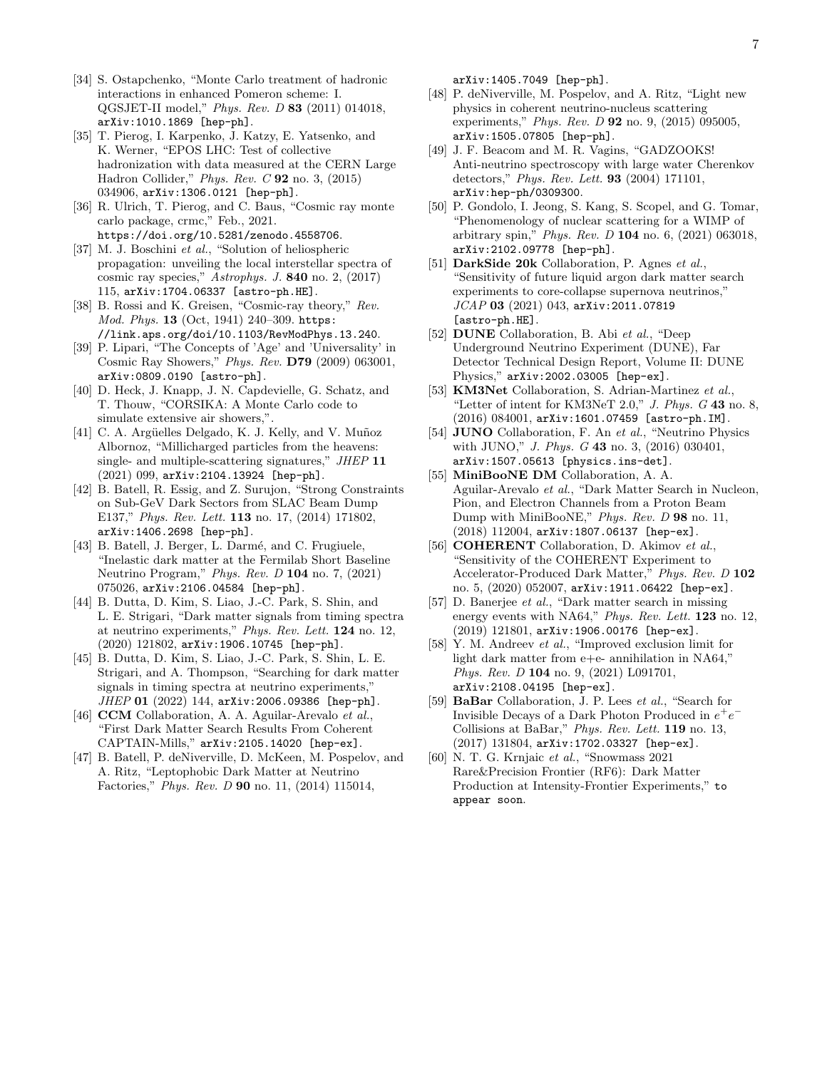[34] S. Ostapchenko, "Monte Carlo treatment of hadronic interactions in enhanced Pomeron scheme: I. QGSJET-II model," *Phys. Rev. D* **83** (2011) 014018, arXiv:1010.1869 [hep-ph].

[35] T. Pierog, I. Karpenko, J. Katzy, E. Yatsenko, and K. Werner, "EPOS LHC: Test of collective hadronization with data measured at the CERN Large Hadron Collider," *Phys. Rev. C* **92** no. 3, (2015) 034906, arXiv:1306.0121 [hep-ph].

[36] R. Ulrich, T. Pierog, and C. Baus, "Cosmic ray monte carlo package, crmc," Feb., 2021. https://doi.org/10.5281/zenodo.4558706.

[37] M. J. Boschini *et al.*, "Solution of heliospheric propagation: unveiling the local interstellar spectra of cosmic ray species," *Astrophys. J.* **840** no. 2, (2017) 115, arXiv:1704.06337 [astro-ph.HE].

[38] B. Rossi and K. Greisen, "Cosmic-ray theory," *Rev. Mod. Phys.* **13** (Oct, 1941) 240–309. https://link.aps.org/doi/10.1103/RevModPhys.13.240.

[39] P. Lipari, "The Concepts of 'Age' and 'Universality' in Cosmic Ray Showers," *Phys. Rev.* **D79** (2009) 063001, arXiv:0809.0190 [astro-ph].

[40] D. Heck, J. Knapp, J. N. Capdevielle, G. Schatz, and T. Thouw, "CORSIKA: A Monte Carlo code to simulate extensive air showers,".

[41] C. A. Argüelles Delgado, K. J. Kelly, and V. Muñoz Albornoz, "Millicharged particles from the heavens: single- and multiple-scattering signatures," *JHEP* **11** (2021) 099, arXiv:2104.13924 [hep-ph].

[42] B. Batell, R. Essig, and Z. Surujon, "Strong Constraints on Sub-GeV Dark Sectors from SLAC Beam Dump E137," *Phys. Rev. Lett.* **113** no. 17, (2014) 171802, arXiv:1406.2698 [hep-ph].

[43] B. Batell, J. Berger, L. Darmé, and C. Frugiuele, "Inelastic dark matter at the Fermilab Short Baseline Neutrino Program," *Phys. Rev. D* **104** no. 7, (2021) 075026, arXiv:2106.04584 [hep-ph].

[44] B. Dutta, D. Kim, S. Liao, J.-C. Park, S. Shin, and L. E. Strigari, "Dark matter signals from timing spectra at neutrino experiments," *Phys. Rev. Lett.* **124** no. 12, (2020) 121802, arXiv:1906.10745 [hep-ph].

[45] B. Dutta, D. Kim, S. Liao, J.-C. Park, S. Shin, L. E. Strigari, and A. Thompson, "Searching for dark matter signals in timing spectra at neutrino experiments," *JHEP* **01** (2022) 144, arXiv:2006.09386 [hep-ph].

[46] **CCM** Collaboration, A. A. Aguilar-Arevalo *et al.*, "First Dark Matter Search Results From Coherent CAPTAIN-Mills," arXiv:2105.14020 [hep-ex].

[47] B. Batell, P. deNiverville, D. McKeen, M. Pospelov, and A. Ritz, "Leptophobic Dark Matter at Neutrino Factories," *Phys. Rev. D* **90** no. 11, (2014) 115014, arXiv:1405.7049 [hep-ph].

[48] P. deNiverville, M. Pospelov, and A. Ritz, "Light new physics in coherent neutrino-nucleus scattering experiments," *Phys. Rev. D* **92** no. 9, (2015) 095005, arXiv:1505.07805 [hep-ph].

[49] J. F. Beacom and M. R. Vagins, "GADZOOKS! Anti-neutrino spectroscopy with large water Cherenkov detectors," *Phys. Rev. Lett.* **93** (2004) 171101, arXiv:hep-ph/0309300.

[50] P. Gondolo, I. Jeong, S. Kang, S. Scopel, and G. Tomar, "Phenomenology of nuclear scattering for a WIMP of arbitrary spin," *Phys. Rev. D* **104** no. 6, (2021) 063018, arXiv:2102.09778 [hep-ph].

[51] **DarkSide 20k** Collaboration, P. Agnes *et al.*, "Sensitivity of future liquid argon dark matter search experiments to core-collapse supernova neutrinos," *JCAP* **03** (2021) 043, arXiv:2011.07819 [astro-ph.HE].

[52] **DUNE** Collaboration, B. Abi *et al.*, "Deep Underground Neutrino Experiment (DUNE), Far Detector Technical Design Report, Volume II: DUNE Physics," arXiv:2002.03005 [hep-ex].

[53] **KM3Net** Collaboration, S. Adrian-Martinez *et al.*, "Letter of intent for KM3NeT 2.0," *J. Phys. G* **43** no. 8, (2016) 084001, arXiv:1601.07459 [astro-ph.IM].

[54] **JUNO** Collaboration, F. An *et al.*, "Neutrino Physics with JUNO," *J. Phys. G* **43** no. 3, (2016) 030401, arXiv:1507.05613 [physics.ins-det].

[55] **MiniBooNE DM** Collaboration, A. A. Aguilar-Arevalo *et al.*, "Dark Matter Search in Nucleon, Pion, and Electron Channels from a Proton Beam Dump with MiniBooNE," *Phys. Rev. D* **98** no. 11, (2018) 112004, arXiv:1807.06137 [hep-ex].

[56] **COHERENT** Collaboration, D. Akimov *et al.*, "Sensitivity of the COHERENT Experiment to Accelerator-Produced Dark Matter," *Phys. Rev. D* **102** no. 5, (2020) 052007, arXiv:1911.06422 [hep-ex].

[57] D. Banerjee *et al.*, "Dark matter search in missing energy events with NA64," *Phys. Rev. Lett.* **123** no. 12, (2019) 121801, arXiv:1906.00176 [hep-ex].

[58] Y. M. Andreev *et al.*, "Improved exclusion limit for light dark matter from e+e- annihilation in NA64," *Phys. Rev. D* **104** no. 9, (2021) L091701, arXiv:2108.04195 [hep-ex].

[59] **BaBar** Collaboration, J. P. Lees *et al.*, "Search for Invisible Decays of a Dark Photon Produced in $e^+e^-$ Collisions at BaBar," *Phys. Rev. Lett.* **119** no. 13, (2017) 131804, arXiv:1702.03327 [hep-ex].

[60] N. T. G. Krnjaic *et al.*, "Snowmass 2021 Rare&Precision Frontier (RF6): Dark Matter Production at Intensity-Frontier Experiments," to appear soon.